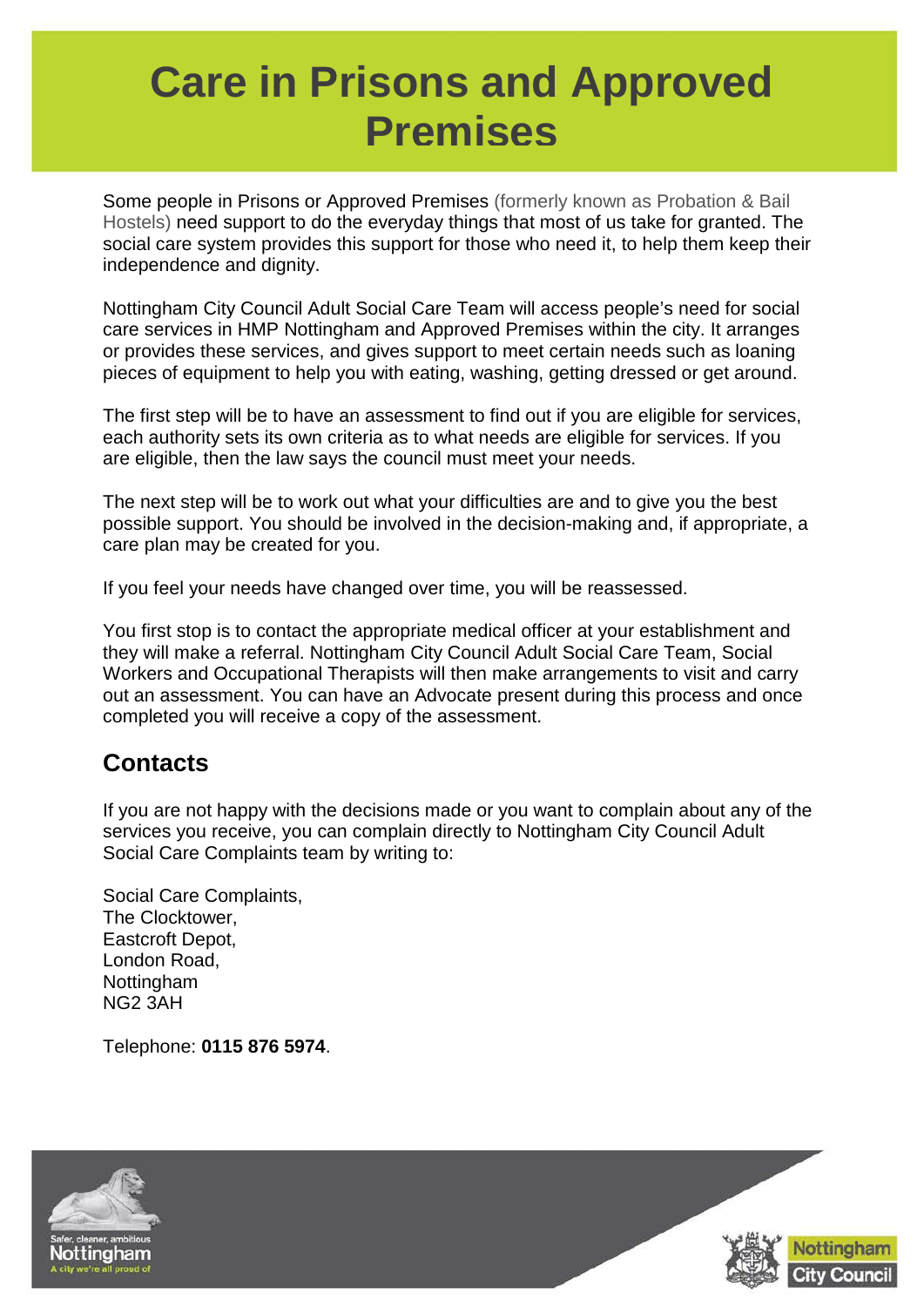# Care in Prisons and Approved Premises

Some people in Prisons or Approved Premises (formerly known as Probation & Bail Hostels) need support to do the everyday things that most of us take for granted. The social care system provides this support for those who need it, to help them keep their independence and dignity.

Nottingham City Council Adult Social Care Team will access people's need for social care services in HMP Nottingham and Approved Premises within the city. It arranges or provides these services, and gives support to meet certain needs such as loaning pieces of equipment to help you with eating, washing, getting dressed or get around.

The first step will be to have an assessment to find out if you are eligible for services, each authority sets its own criteria as to what needs are eligible for services. If you are eligible, then the law says the council must meet your needs.

The next step will be to work out what your difficulties are and to give you the best possible support. You should be involved in the decision-making and, if appropriate, a care plan may be created for you.

If you feel your needs have changed over time, you will be reassessed.

You first stop is to contact the appropriate medical officer at your establishment and they will make a referral. Nottingham City Council Adult Social Care Team, Social Workers and Occupational Therapists will then make arrangements to visit and carry out an assessment. You can have an Advocate present during this process and once completed you will receive a copy of the assessment.

## Contacts

If you are not happy with the decisions made or you want to complain about any of the services you receive, you can complain directly to Nottingham City Council Adult Social Care Complaints team by writing to:

Social Care Complaints,
The Clocktower,
Eastcroft Depot,
London Road,
Nottingham
NG2 3AH

Telephone: **0115 876 5974**.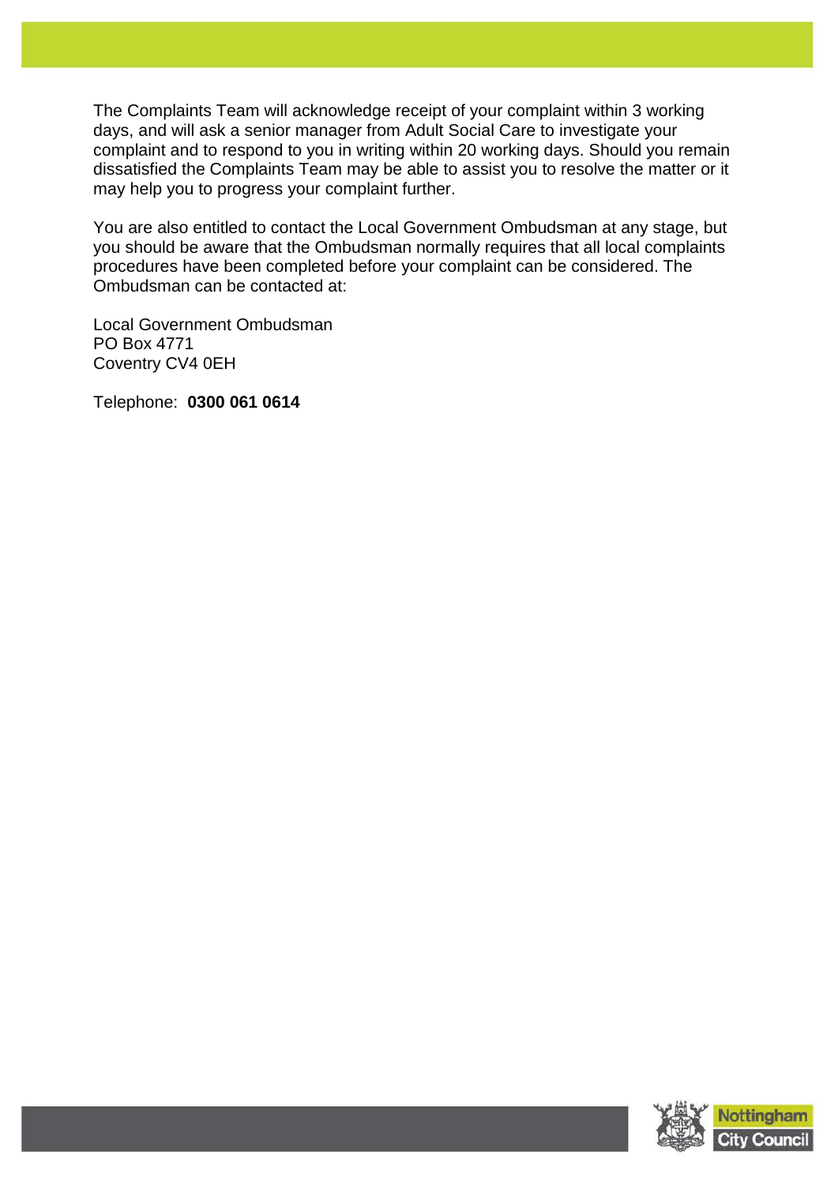The Complaints Team will acknowledge receipt of your complaint within 3 working days, and will ask a senior manager from Adult Social Care to investigate your complaint and to respond to you in writing within 20 working days. Should you remain dissatisfied the Complaints Team may be able to assist you to resolve the matter or it may help you to progress your complaint further.

You are also entitled to contact the Local Government Ombudsman at any stage, but you should be aware that the Ombudsman normally requires that all local complaints procedures have been completed before your complaint can be considered. The Ombudsman can be contacted at:

Local Government Ombudsman
PO Box 4771
Coventry CV4 0EH

Telephone: **0300 061 0614**